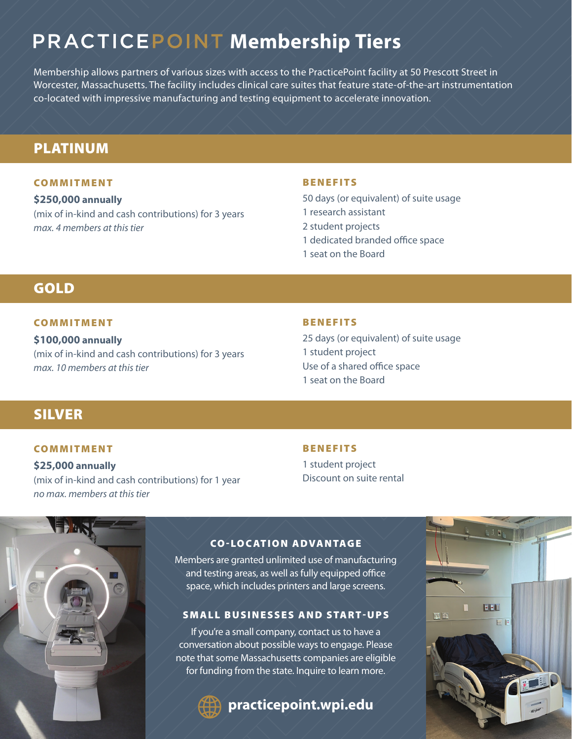# PRACTICEPOINT Membership Tiers

Membership allows partners of various sizes with access to the PracticePoint facility at 50 Prescott Street in Worcester, Massachusetts. The facility includes clinical care suites that feature state-of-the-art instrumentation co-located with impressive manufacturing and testing equipment to accelerate innovation.

## PLATINUM

### COMMITMENT

**$250,000 annually**
(mix of in-kind and cash contributions) for 3 years
*max. 4 members at this tier*

### BENEFITS

50 days (or equivalent) of suite usage
1 research assistant
2 student projects
1 dedicated branded office space
1 seat on the Board

## GOLD

### COMMITMENT

**$100,000 annually**
(mix of in-kind and cash contributions) for 3 years
*max. 10 members at this tier*

### BENEFITS

25 days (or equivalent) of suite usage
1 student project
Use of a shared office space
1 seat on the Board

## SILVER

### COMMITMENT

**$25,000 annually**
(mix of in-kind and cash contributions) for 1 year
*no max. members at this tier*

### BENEFITS

1 student project
Discount on suite rental

### CO-LOCATION ADVANTAGE

Members are granted unlimited use of manufacturing and testing areas, as well as fully equipped office space, which includes printers and large screens.

### SMALL BUSINESSES AND START-UPS

If you're a small company, contact us to have a conversation about possible ways to engage. Please note that some Massachusetts companies are eligible for funding from the state. Inquire to learn more.

**practicepoint.wpi.edu**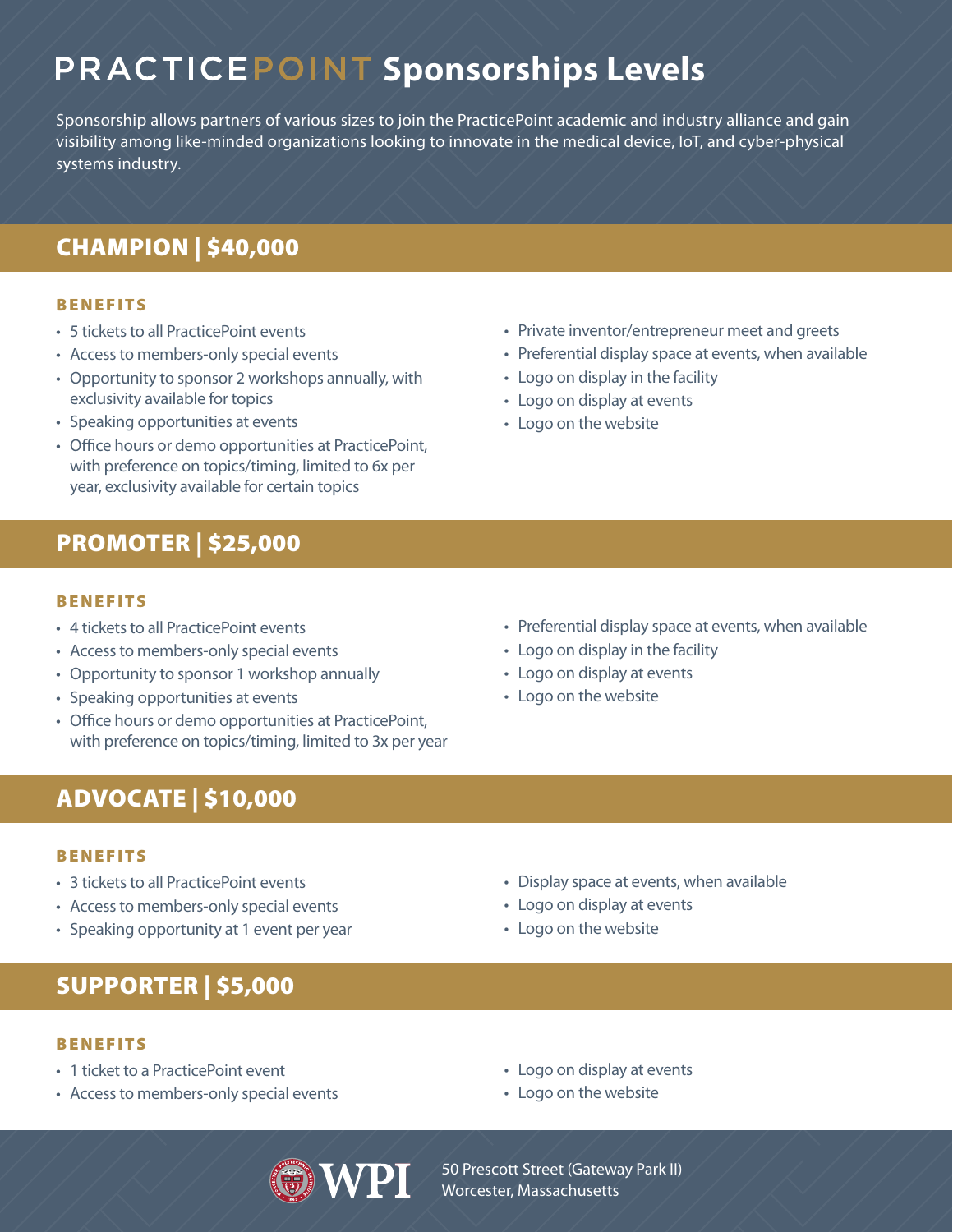# PRACTICEPOINT Sponsorships Levels

Sponsorship allows partners of various sizes to join the PracticePoint academic and industry alliance and gain visibility among like-minded organizations looking to innovate in the medical device, IoT, and cyber-physical systems industry.

## CHAMPION | $40,000

### BENEFITS

- 5 tickets to all PracticePoint events
- Access to members-only special events
- Opportunity to sponsor 2 workshops annually, with exclusivity available for topics
- Speaking opportunities at events
- Office hours or demo opportunities at PracticePoint, with preference on topics/timing, limited to 6x per year, exclusivity available for certain topics
- Private inventor/entrepreneur meet and greets
- Preferential display space at events, when available
- Logo on display in the facility
- Logo on display at events
- Logo on the website

## PROMOTER | $25,000

### BENEFITS

- 4 tickets to all PracticePoint events
- Access to members-only special events
- Opportunity to sponsor 1 workshop annually
- Speaking opportunities at events
- Office hours or demo opportunities at PracticePoint, with preference on topics/timing, limited to 3x per year
- Preferential display space at events, when available
- Logo on display in the facility
- Logo on display at events
- Logo on the website

## ADVOCATE | $10,000

### BENEFITS

- 3 tickets to all PracticePoint events
- Access to members-only special events
- Speaking opportunity at 1 event per year
- Display space at events, when available
- Logo on display at events
- Logo on the website

## SUPPORTER | $5,000

### BENEFITS

- 1 ticket to a PracticePoint event
- Access to members-only special events
- Logo on display at events
- Logo on the website

WPI

50 Prescott Street (Gateway Park II)
Worcester, Massachusetts